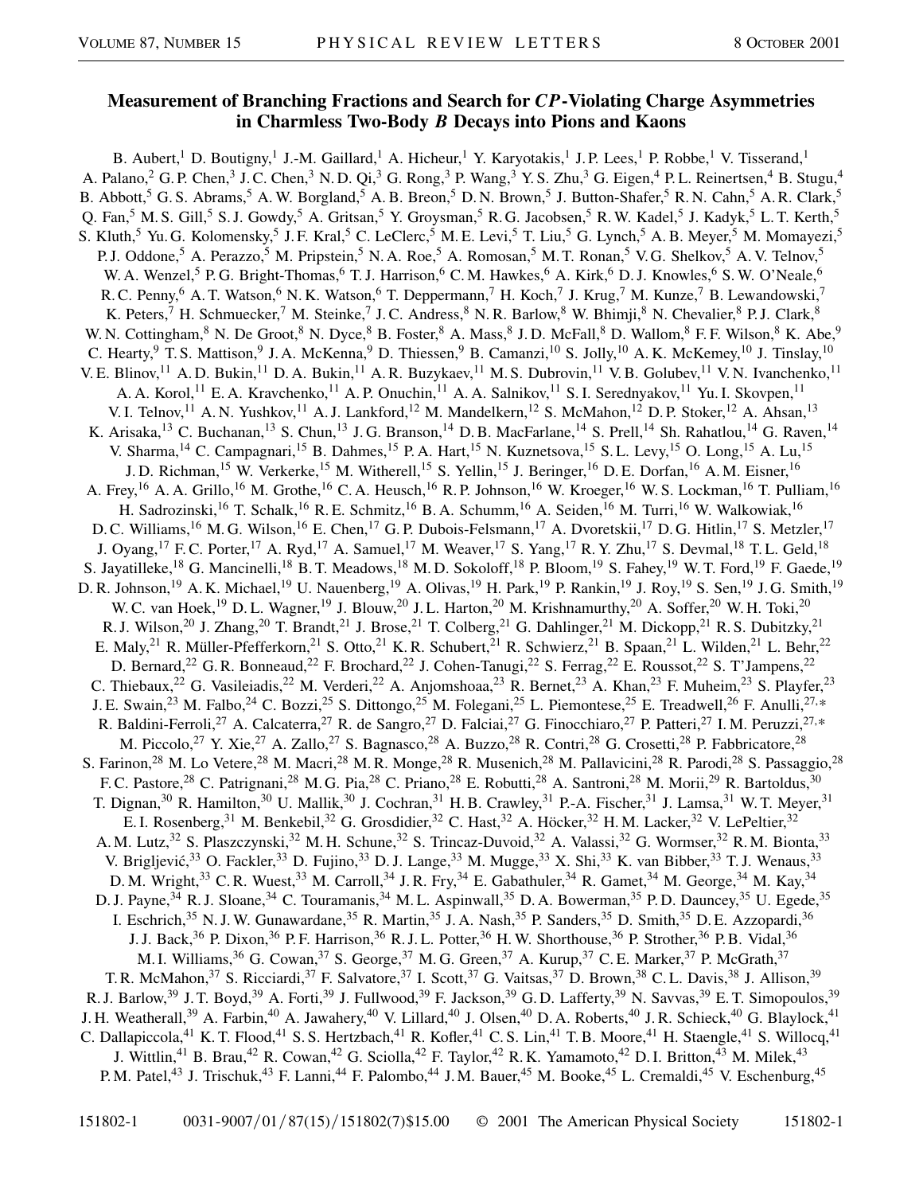# Measurement of Branching Fractions and Search for *CP*-Violating Charge Asymmetries in Charmless Two-Body *B* Decays into Pions and Kaons

B. Aubert,[1] D. Boutigny,[1] J.-M. Gaillard,[1] A. Hicheur,[1] Y. Karyotakis,[1] J.P. Lees,[1] P. Robbe,[1] V. Tisserand,[1] A. Palano,[2] G.P. Chen,[3] J.C. Chen,[3] N.D. Qi,[3] G. Rong,[3] P. Wang,[3] Y.S. Zhu,[3] G. Eigen,[4] P.L. Reinertsen,[4] B. Stugu,[4] B. Abbott,[5] G.S. Abrams,[5] A.W. Borgland,[5] A.B. Breon,[5] D.N. Brown,[5] J. Button-Shafer,[5] R.N. Cahn,[5] A.R. Clark,[5] Q. Fan,[5] M.S. Gill,[5] S.J. Gowdy,[5] A. Gritsan,[5] Y. Groysman,[5] R.G. Jacobsen,[5] R.W. Kadel,[5] J. Kadyk,[5] L.T. Kerth,[5] S. Kluth,[5] Yu.G. Kolomensky,[5] J.F. Kral,[5] C. LeClerc,[5] M.E. Levi,[5] T. Liu,[5] G. Lynch,[5] A.B. Meyer,[5] M. Momayezi,[5] P.J. Oddone,[5] A. Perazzo,[5] M. Pripstein,[5] N.A. Roe,[5] A. Romosan,[5] M.T. Ronan,[5] V.G. Shelkov,[5] A.V. Telnov,[5] W.A. Wenzel,[5] P.G. Bright-Thomas,[6] T.J. Harrison,[6] C.M. Hawkes,[6] A. Kirk,[6] D.J. Knowles,[6] S.W. O'Neale,[6] R.C. Penny,[6] A.T. Watson,[6] N.K. Watson,[6] T. Deppermann,[7] H. Koch,[7] J. Krug,[7] M. Kunze,[7] B. Lewandowski,[7] K. Peters,[7] H. Schmuecker,[7] M. Steinke,[7] J.C. Andress,[8] N.R. Barlow,[8] W. Bhimji,[8] N. Chevalier,[8] P.J. Clark,[8] W.N. Cottingham,[8] N. De Groot,[8] N. Dyce,[8] B. Foster,[8] A. Mass,[8] J.D. McFall,[8] D. Wallom,[8] F.F. Wilson,[8] K. Abe,[9] C. Hearty,[9] T.S. Mattison,[9] J.A. McKenna,[9] D. Thiessen,[9] B. Camanzi,[10] S. Jolly,[10] A.K. McKemey,[10] J. Tinslay,[10] V.E. Blinov,[11] A.D. Bukin,[11] D.A. Bukin,[11] A.R. Buzykaev,[11] M.S. Dubrovin,[11] V.B. Golubev,[11] V.N. Ivanchenko,[11] A.A. Korol,[11] E.A. Kravchenko,[11] A.P. Onuchin,[11] A.A. Salnikov,[11] S.I. Serednyakov,[11] Yu.I. Skovpen,[11] V.I. Telnov,[11] A.N. Yushkov,[11] A.J. Lankford,[12] M. Mandelkern,[12] S. McMahon,[12] D.P. Stoker,[12] A. Ahsan,[13] K. Arisaka,[13] C. Buchanan,[13] S. Chun,[13] J.G. Branson,[14] D.B. MacFarlane,[14] S. Prell,[14] Sh. Rahatlou,[14] G. Raven,[14] V. Sharma,[14] C. Campagnari,[15] B. Dahmes,[15] P.A. Hart,[15] N. Kuznetsova,[15] S.L. Levy,[15] O. Long,[15] A. Lu,[15] J.D. Richman,[15] W. Verkerke,[15] M. Witherell,[15] S. Yellin,[15] J. Beringer,[16] D.E. Dorfan,[16] A.M. Eisner,[16] A. Frey,[16] A.A. Grillo,[16] M. Grothe,[16] C.A. Heusch,[16] R.P. Johnson,[16] W. Kroeger,[16] W.S. Lockman,[16] T. Pulliam,[16] H. Sadrozinski,[16] T. Schalk,[16] R.E. Schmitz,[16] B.A. Schumm,[16] A. Seiden,[16] M. Turri,[16] W. Walkowiak,[16] D.C. Williams,[16] M.G. Wilson,[16] E. Chen,[17] G.P. Dubois-Felsmann,[17] A. Dvoretskii,[17] D.G. Hitlin,[17] S. Metzler,[17] J. Oyang,[17] F.C. Porter,[17] A. Ryd,[17] A. Samuel,[17] M. Weaver,[17] S. Yang,[17] R.Y. Zhu,[17] S. Devmal,[18] T.L. Geld,[18] S. Jayatilleke,[18] G. Mancinelli,[18] B.T. Meadows,[18] M.D. Sokoloff,[18] P. Bloom,[19] S. Fahey,[19] W.T. Ford,[19] F. Gaede,[19] D.R. Johnson,[19] A.K. Michael,[19] U. Nauenberg,[19] A. Olivas,[19] H. Park,[19] P. Rankin,[19] J. Roy,[19] S. Sen,[19] J.G. Smith,[19] W.C. van Hoek,[19] D.L. Wagner,[19] J. Blouw,[20] J.L. Harton,[20] M. Krishnamurthy,[20] A. Soffer,[20] W.H. Toki,[20] R.J. Wilson,[20] J. Zhang,[20] T. Brandt,[21] J. Brose,[21] T. Colberg,[21] G. Dahlinger,[21] M. Dickopp,[21] R.S. Dubitzky,[21] E. Maly,[21] R. Müller-Pfefferkorn,[21] S. Otto,[21] K.R. Schubert,[21] R. Schwierz,[21] B. Spaan,[21] L. Wilden,[21] L. Behr,[22] D. Bernard,[22] G.R. Bonneaud,[22] F. Brochard,[22] J. Cohen-Tanugi,[22] S. Ferrag,[22] E. Roussot,[22] S. T'Jampens,[22] C. Thiebaux,[22] G. Vasileiadis,[22] M. Verderi,[22] A. Anjomshoaa,[23] R. Bernet,[23] A. Khan,[23] F. Muheim,[23] S. Playfer,[23] J.E. Swain,[23] M. Falbo,[24] C. Bozzi,[25] S. Dittongo,[25] M. Folegani,[25] L. Piemontese,[25] E. Treadwell,[26] F. Anulli,[27,*] R. Baldini-Ferroli,[27] A. Calcaterra,[27] R. de Sangro,[27] D. Falciai,[27] G. Finocchiaro,[27] P. Patteri,[27] I.M. Peruzzi,[27,*] M. Piccolo,[27] Y. Xie,[27] A. Zallo,[27] S. Bagnasco,[28] A. Buzzo,[28] R. Contri,[28] G. Crosetti,[28] P. Fabbricatore,[28] S. Farinon,[28] M. Lo Vetere,[28] M. Macri,[28] M.R. Monge,[28] R. Musenich,[28] M. Pallavicini,[28] R. Parodi,[28] S. Passaggio,[28] F.C. Pastore,[28] C. Patrignani,[28] M.G. Pia,[28] C. Priano,[28] E. Robutti,[28] A. Santroni,[28] M. Morii,[29] R. Bartoldus,[30] T. Dignan,[30] R. Hamilton,[30] U. Mallik,[30] J. Cochran,[31] H.B. Crawley,[31] P.-A. Fischer,[31] J. Lamsa,[31] W.T. Meyer,[31] E.I. Rosenberg,[31] M. Benkebil,[32] G. Grosdidier,[32] C. Hast,[32] A. Höcker,[32] H.M. Lacker,[32] V. LePeltier,[32] A.M. Lutz,[32] S. Plaszczynski,[32] M.H. Schune,[32] S. Trincaz-Duvoid,[32] A. Valassi,[32] G. Wormser,[32] R.M. Bionta,[33] V. Brigljević,[33] O. Fackler,[33] D. Fujino,[33] D.J. Lange,[33] M. Mugge,[33] X. Shi,[33] K. van Bibber,[33] T.J. Wenaus,[33] D.M. Wright,[33] C.R. Wuest,[33] M. Carroll,[34] J.R. Fry,[34] E. Gabathuler,[34] R. Gamet,[34] M. George,[34] M. Kay,[34] D.J. Payne,[34] R.J. Sloane,[34] C. Touramanis,[34] M.L. Aspinwall,[35] D.A. Bowerman,[35] P.D. Dauncey,[35] U. Egede,[35] I. Eschrich,[35] N.J.W. Gunawardane,[35] R. Martin,[35] J.A. Nash,[35] P. Sanders,[35] D. Smith,[35] D.E. Azzopardi,[36] J.J. Back,[36] P. Dixon,[36] P.F. Harrison,[36] R.J.L. Potter,[36] H.W. Shorthouse,[36] P. Strother,[36] P.B. Vidal,[36] M.I. Williams,[36] G. Cowan,[37] S. George,[37] M.G. Green,[37] A. Kurup,[37] C.E. Marker,[37] P. McGrath,[37] T.R. McMahon,[37] S. Ricciardi,[37] F. Salvatore,[37] I. Scott,[37] G. Vaitsas,[37] D. Brown,[38] C.L. Davis,[38] J. Allison,[39] R.J. Barlow,[39] J.T. Boyd,[39] A. Forti,[39] J. Fullwood,[39] F. Jackson,[39] G.D. Lafferty,[39] N. Savvas,[39] E.T. Simopoulos,[39] J.H. Weatherall,[39] A. Farbin,[40] A. Jawahery,[40] V. Lillard,[40] J. Olsen,[40] D.A. Roberts,[40] J.R. Schieck,[40] G. Blaylock,[41] C. Dallapiccola,[41] K.T. Flood,[41] S.S. Hertzbach,[41] R. Kofler,[41] C.S. Lin,[41] T.B. Moore,[41] H. Staengle,[41] S. Willocq,[41] J. Wittlin,[41] B. Brau,[42] R. Cowan,[42] G. Sciolla,[42] F. Taylor,[42] R.K. Yamamoto,[42] D.I. Britton,[43] M. Milek,[43] P.M. Patel,[43] J. Trischuk,[43] F. Lanni,[44] F. Palombo,[44] J.M. Bauer,[45] M. Booke,[45] L. Cremaldi,[45] V. Eschenburg,[45]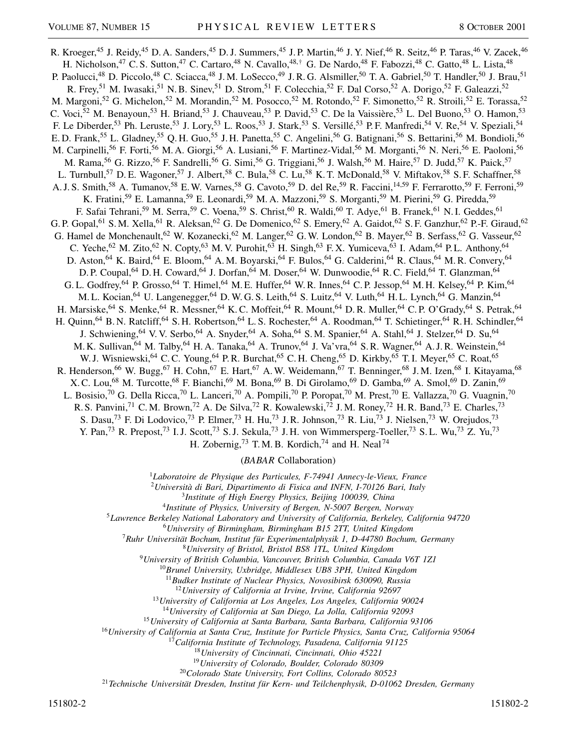R. Kroeger,[45] J. Reidy,[45] D. A. Sanders,[45] D. J. Summers,[45] J. P. Martin,[46] J. Y. Nief,[46] R. Seitz,[46] P. Taras,[46] V. Zacek,[46] H. Nicholson,[47] C. S. Sutton,[47] C. Cartaro,[48] N. Cavallo,[48,†] G. De Nardo,[48] F. Fabozzi,[48] C. Gatto,[48] L. Lista,[48] P. Paolucci,[48] D. Piccolo,[48] C. Sciacca,[48] J. M. LoSecco,[49] J. R. G. Alsmiller,[50] T. A. Gabriel,[50] T. Handler,[50] J. Brau,[51] R. Frey,[51] M. Iwasaki,[51] N. B. Sinev,[51] D. Strom,[51] F. Colecchia,[52] F. Dal Corso,[52] A. Dorigo,[52] F. Galeazzi,[52] M. Margoni,[52] G. Michelon,[52] M. Morandin,[52] M. Posocco,[52] M. Rotondo,[52] F. Simonetto,[52] R. Stroili,[52] E. Torassa,[52] C. Voci,[52] M. Benayoun,[53] H. Briand,[53] J. Chauveau,[53] P. David,[53] C. De la Vaissière,[53] L. Del Buono,[53] O. Hamon,[53] F. Le Diberder,[53] Ph. Leruste,[53] J. Lory,[53] L. Roos,[53] J. Stark,[53] S. Versillé,[53] P. F. Manfredi,[54] V. Re,[54] V. Speziali,[54] E. D. Frank,[55] L. Gladney,[55] Q. H. Guo,[55] J. H. Panetta,[55] C. Angelini,[56] G. Batignani,[56] S. Bettarini,[56] M. Bondioli,[56] M. Carpinelli,[56] F. Forti,[56] M. A. Giorgi,[56] A. Lusiani,[56] F. Martinez-Vidal,[56] M. Morganti,[56] N. Neri,[56] E. Paoloni,[56] M. Rama,[56] G. Rizzo,[56] F. Sandrelli,[56] G. Simi,[56] G. Triggiani,[56] J. Walsh,[56] M. Haire,[57] D. Judd,[57] K. Paick,[57] L. Turnbull,[57] D. E. Wagoner,[57] J. Albert,[58] C. Bula,[58] C. Lu,[58] K. T. McDonald,[58] V. Miftakov,[58] S. F. Schaffner,[58] A. J. S. Smith,[58] A. Tumanov,[58] E. W. Varnes,[58] G. Cavoto,[59] D. del Re,[59] R. Faccini,[14,59] F. Ferrarotto,[59] F. Ferroni,[59] K. Fratini,[59] E. Lamanna,[59] E. Leonardi,[59] M. A. Mazzoni,[59] S. Morganti,[59] M. Pierini,[59] G. Piredda,[59] F. Safai Tehrani,[59] M. Serra,[59] C. Voena,[59] S. Christ,[60] R. Waldi,[60] T. Adye,[61] B. Franek,[61] N. I. Geddes,[61] G. P. Gopal,[61] S. M. Xella,[61] R. Aleksan,[62] G. De Domenico,[62] S. Emery,[62] A. Gaidot,[62] S. F. Ganzhur,[62] P.-F. Giraud,[62] G. Hamel de Monchenault,[62] W. Kozanecki,[62] M. Langer,[62] G. W. London,[62] B. Mayer,[62] B. Serfass,[62] G. Vasseur,[62] C. Yeche,[62] M. Zito,[62] N. Copty,[63] M. V. Purohit,[63] H. Singh,[63] F. X. Yumiceva,[63] I. Adam,[64] P. L. Anthony,[64] D. Aston,[64] K. Baird,[64] E. Bloom,[64] A. M. Boyarski,[64] F. Bulos,[64] G. Calderini,[64] R. Claus,[64] M. R. Convery,[64] D. P. Coupal,[64] D. H. Coward,[64] J. Dorfan,[64] M. Doser,[64] W. Dunwoodie,[64] R. C. Field,[64] T. Glanzman,[64] G. L. Godfrey,[64] P. Grosso,[64] T. Himel,[64] M. E. Huffer,[64] W. R. Innes,[64] C. P. Jessop,[64] M. H. Kelsey,[64] P. Kim,[64] M. L. Kocian,[64] U. Langenegger,[64] D. W. G. S. Leith,[64] S. Luitz,[64] V. Luth,[64] H. L. Lynch,[64] G. Manzin,[64] H. Marsiske,[64] S. Menke,[64] R. Messner,[64] K. C. Moffeit,[64] R. Mount,[64] D. R. Muller,[64] C. P. O'Grady,[64] S. Petrak,[64] H. Quinn,[64] B. N. Ratcliff,[64] S. H. Robertson,[64] L. S. Rochester,[64] A. Roodman,[64] T. Schietinger,[64] R. H. Schindler,[64] J. Schwiening,[64] V. V. Serbo,[64] A. Snyder,[64] A. Soha,[64] S. M. Spanier,[64] A. Stahl,[64] J. Stelzer,[64] D. Su,[64] M. K. Sullivan,[64] M. Talby,[64] H. A. Tanaka,[64] A. Trunov,[64] J. Va'vra,[64] S. R. Wagner,[64] A. J. R. Weinstein,[64] W. J. Wisniewski,[64] C. C. Young,[64] P. R. Burchat,[65] C. H. Cheng,[65] D. Kirkby,[65] T. I. Meyer,[65] C. Roat,[65] R. Henderson,[66] W. Bugg,[67] H. Cohn,[67] E. Hart,[67] A. W. Weidemann,[67] T. Benninger,[68] J. M. Izen,[68] I. Kitayama,[68] X. C. Lou,[68] M. Turcotte,[68] F. Bianchi,[69] M. Bona,[69] B. Di Girolamo,[69] D. Gamba,[69] A. Smol,[69] D. Zanin,[69] L. Bosisio,[70] G. Della Ricca,[70] L. Lanceri,[70] A. Pompili,[70] P. Poropat,[70] M. Prest,[70] E. Vallazza,[70] G. Vuagnin,[70] R. S. Panvini,[71] C. M. Brown,[72] A. De Silva,[72] R. Kowalewski,[72] J. M. Roney,[72] H. R. Band,[73] E. Charles,[73] S. Dasu,[73] F. Di Lodovico,[73] P. Elmer,[73] H. Hu,[73] J. R. Johnson,[73] R. Liu,[73] J. Nielsen,[73] W. Orejudos,[73] Y. Pan,[73] R. Prepost,[73] I. J. Scott,[73] S. J. Sekula,[73] J. H. von Wimmersperg-Toeller,[73] S. L. Wu,[73] Z. Yu,[73] H. Zobernig,[73] T. M. B. Kordich,[74] and H. Neal[74]

(*BABAR* Collaboration)

[1]*Laboratoire de Physique des Particules, F-74941 Annecy-le-Vieux, France*
[2]*Università di Bari, Dipartimento di Fisica and INFN, I-70126 Bari, Italy*
[3]*Institute of High Energy Physics, Beijing 100039, China*
[4]*Institute of Physics, University of Bergen, N-5007 Bergen, Norway*
[5]*Lawrence Berkeley National Laboratory and University of California, Berkeley, California 94720*
[6]*University of Birmingham, Birmingham B15 2TT, United Kingdom*
[7]*Ruhr Universität Bochum, Institut für Experimentalphysik 1, D-44780 Bochum, Germany*
[8]*University of Bristol, Bristol BS8 1TL, United Kingdom*
[9]*University of British Columbia, Vancouver, British Columbia, Canada V6T 1Z1*
[10]*Brunel University, Uxbridge, Middlesex UB8 3PH, United Kingdom*
[11]*Budker Institute of Nuclear Physics, Novosibirsk 630090, Russia*
[12]*University of California at Irvine, Irvine, California 92697*
[13]*University of California at Los Angeles, Los Angeles, California 90024*
[14]*University of California at San Diego, La Jolla, California 92093*
[15]*University of California at Santa Barbara, Santa Barbara, California 93106*
[16]*University of California at Santa Cruz, Institute for Particle Physics, Santa Cruz, California 95064*
[17]*California Institute of Technology, Pasadena, California 91125*
[18]*University of Cincinnati, Cincinnati, Ohio 45221*
[19]*University of Colorado, Boulder, Colorado 80309*
[20]*Colorado State University, Fort Collins, Colorado 80523*
[21]*Technische Universität Dresden, Institut für Kern- und Teilchenphysik, D-01062 Dresden, Germany*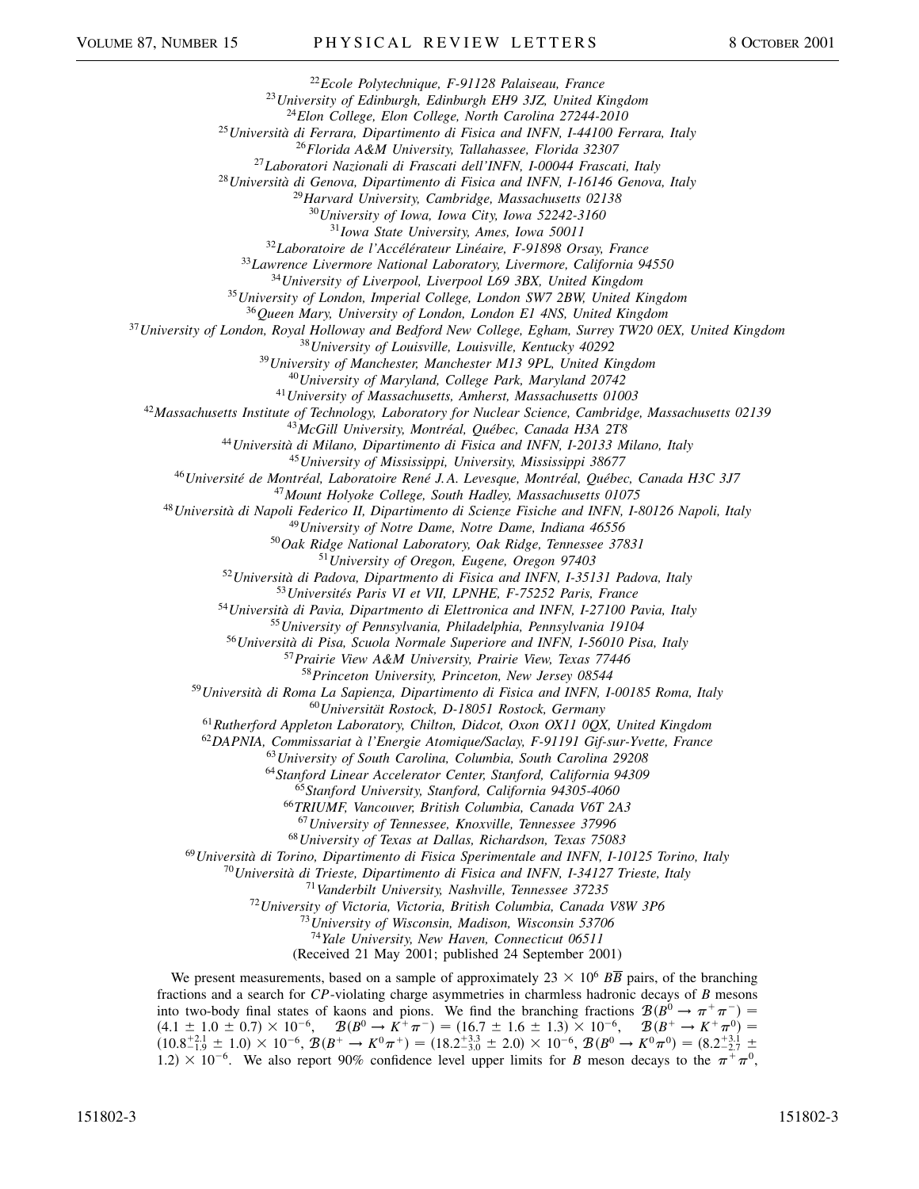[22]Ecole Polytechnique, F-91128 Palaiseau, France
[23]University of Edinburgh, Edinburgh EH9 3JZ, United Kingdom
[24]Elon College, Elon College, North Carolina 27244-2010
[25]Università di Ferrara, Dipartimento di Fisica and INFN, I-44100 Ferrara, Italy
[26]Florida A&M University, Tallahassee, Florida 32307
[27]Laboratori Nazionali di Frascati dell'INFN, I-00044 Frascati, Italy
[28]Università di Genova, Dipartimento di Fisica and INFN, I-16146 Genova, Italy
[29]Harvard University, Cambridge, Massachusetts 02138
[30]University of Iowa, Iowa City, Iowa 52242-3160
[31]Iowa State University, Ames, Iowa 50011
[32]Laboratoire de l'Accélérateur Linéaire, F-91898 Orsay, France
[33]Lawrence Livermore National Laboratory, Livermore, California 94550
[34]University of Liverpool, Liverpool L69 3BX, United Kingdom
[35]University of London, Imperial College, London SW7 2BW, United Kingdom
[36]Queen Mary, University of London, London E1 4NS, United Kingdom
[37]University of London, Royal Holloway and Bedford New College, Egham, Surrey TW20 0EX, United Kingdom
[38]University of Louisville, Louisville, Kentucky 40292
[39]University of Manchester, Manchester M13 9PL, United Kingdom
[40]University of Maryland, College Park, Maryland 20742
[41]University of Massachusetts, Amherst, Massachusetts 01003
[42]Massachusetts Institute of Technology, Laboratory for Nuclear Science, Cambridge, Massachusetts 02139
[43]McGill University, Montréal, Québec, Canada H3A 2T8
[44]Università di Milano, Dipartimento di Fisica and INFN, I-20133 Milano, Italy
[45]University of Mississippi, University, Mississippi 38677
[46]Université de Montréal, Laboratoire René J. A. Levesque, Montréal, Québec, Canada H3C 3J7
[47]Mount Holyoke College, South Hadley, Massachusetts 01075
[48]Università di Napoli Federico II, Dipartimento di Scienze Fisiche and INFN, I-80126 Napoli, Italy
[49]University of Notre Dame, Notre Dame, Indiana 46556
[50]Oak Ridge National Laboratory, Oak Ridge, Tennessee 37831
[51]University of Oregon, Eugene, Oregon 97403
[52]Università di Padova, Dipartimento di Fisica and INFN, I-35131 Padova, Italy
[53]Universités Paris VI et VII, LPNHE, F-75252 Paris, France
[54]Università di Pavia, Dipartimento di Elettronica and INFN, I-27100 Pavia, Italy
[55]University of Pennsylvania, Philadelphia, Pennsylvania 19104
[56]Università di Pisa, Scuola Normale Superiore and INFN, I-56010 Pisa, Italy
[57]Prairie View A&M University, Prairie View, Texas 77446
[58]Princeton University, Princeton, New Jersey 08544
[59]Università di Roma La Sapienza, Dipartimento di Fisica and INFN, I-00185 Roma, Italy
[60]Universität Rostock, D-18051 Rostock, Germany
[61]Rutherford Appleton Laboratory, Chilton, Didcot, Oxon OX11 0QX, United Kingdom
[62]DAPNIA, Commissariat à l'Energie Atomique/Saclay, F-91191 Gif-sur-Yvette, France
[63]University of South Carolina, Columbia, South Carolina 29208
[64]Stanford Linear Accelerator Center, Stanford, California 94309
[65]Stanford University, Stanford, California 94305-4060
[66]TRIUMF, Vancouver, British Columbia, Canada V6T 2A3
[67]University of Tennessee, Knoxville, Tennessee 37996
[68]University of Texas at Dallas, Richardson, Texas 75083
[69]Università di Torino, Dipartimento di Fisica Sperimentale and INFN, I-10125 Torino, Italy
[70]Università di Trieste, Dipartimento di Fisica and INFN, I-34127 Trieste, Italy
[71]Vanderbilt University, Nashville, Tennessee 37235
[72]University of Victoria, Victoria, British Columbia, Canada V8W 3P6
[73]University of Wisconsin, Madison, Wisconsin 53706
[74]Yale University, New Haven, Connecticut 06511

(Received 21 May 2001; published 24 September 2001)

We present measurements, based on a sample of approximately $23 \times 10^6$ $B\overline{B}$ pairs, of the branching fractions and a search for $CP$-violating charge asymmetries in charmless hadronic decays of $B$ mesons into two-body final states of kaons and pions. We find the branching fractions $\mathcal{B}(B^0 \to \pi^+\pi^-) = (4.1 \pm 1.0 \pm 0.7) \times 10^{-6}$, $\mathcal{B}(B^0 \to K^+\pi^-) = (16.7 \pm 1.6 \pm 1.3) \times 10^{-6}$, $\mathcal{B}(B^+ \to K^+\pi^0) = (10.8^{+2.1}_{-1.9} \pm 1.0) \times 10^{-6}$, $\mathcal{B}(B^+ \to K^0\pi^+) = (18.2^{+3.3}_{-3.0} \pm 2.0) \times 10^{-6}$, $\mathcal{B}(B^0 \to K^0\pi^0) = (8.2^{+3.1}_{-2.7} \pm 1.2) \times 10^{-6}$. We also report 90% confidence level upper limits for $B$ meson decays to the $\pi^+\pi^0$,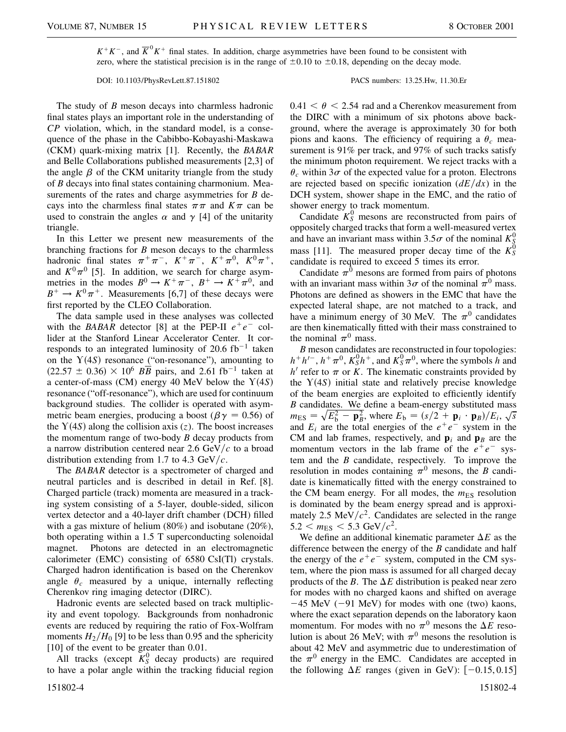$K^+K^-$, and $\overline{K}^0K^+$ final states. In addition, charge asymmetries have been found to be consistent with zero, where the statistical precision is in the range of $\pm 0.10$ to $\pm 0.18$, depending on the decay mode.

DOI: 10.1103/PhysRevLett.87.151802 PACS numbers: 13.25.Hw, 11.30.Er

The study of $B$ meson decays into charmless hadronic final states plays an important role in the understanding of $CP$ violation, which, in the standard model, is a consequence of the phase in the Cabibbo-Kobayashi-Maskawa (CKM) quark-mixing matrix [1]. Recently, the *BABAR* and Belle Collaborations published measurements [2,3] of the angle $\beta$ of the CKM unitarity triangle from the study of $B$ decays into final states containing charmonium. Measurements of the rates and charge asymmetries for $B$ decays into the charmless final states $\pi\pi$ and $K\pi$ can be used to constrain the angles $\alpha$ and $\gamma$ [4] of the unitarity triangle.

In this Letter we present new measurements of the branching fractions for $B$ meson decays to the charmless hadronic final states $\pi^+\pi^-$, $K^+\pi^-$, $K^+\pi^0$, $K^0\pi^+$, and $K^0\pi^0$ [5]. In addition, we search for charge asymmetries in the modes $B^0 \to K^+\pi^-$, $B^+ \to K^+\pi^0$, and $B^+ \to K^0\pi^+$. Measurements [6,7] of these decays were first reported by the CLEO Collaboration.

The data sample used in these analyses was collected with the *BABAR* detector [8] at the PEP-II $e^+e^-$ collider at the Stanford Linear Accelerator Center. It corresponds to an integrated luminosity of 20.6 $\text{fb}^{-1}$ taken on the $\Upsilon(4S)$ resonance ("on-resonance"), amounting to $(22.57 \pm 0.36) \times 10^6$ $B\overline{B}$ pairs, and 2.61 $\text{fb}^{-1}$ taken at a center-of-mass (CM) energy 40 MeV below the $\Upsilon(4S)$ resonance ("off-resonance"), which are used for continuum background studies. The collider is operated with asymmetric beam energies, producing a boost ($\beta\gamma = 0.56$) of the $\Upsilon(4S)$ along the collision axis ($z$). The boost increases the momentum range of two-body $B$ decay products from a narrow distribution centered near 2.6 GeV/$c$ to a broad distribution extending from 1.7 to 4.3 GeV/$c$.

The *BABAR* detector is a spectrometer of charged and neutral particles and is described in detail in Ref. [8]. Charged particle (track) momenta are measured in a tracking system consisting of a 5-layer, double-sided, silicon vertex detector and a 40-layer drift chamber (DCH) filled with a gas mixture of helium (80%) and isobutane (20%), both operating within a 1.5 T superconducting solenoidal magnet. Photons are detected in an electromagnetic calorimeter (EMC) consisting of 6580 CsI(Tl) crystals. Charged hadron identification is based on the Cherenkov angle $\theta_c$ measured by a unique, internally reflecting Cherenkov ring imaging detector (DIRC).

Hadronic events are selected based on track multiplicity and event topology. Backgrounds from nonhadronic events are reduced by requiring the ratio of Fox-Wolfram moments $H_2/H_0$ [9] to be less than 0.95 and the sphericity [10] of the event to be greater than 0.01.

All tracks (except $K_S^0$ decay products) are required to have a polar angle within the tracking fiducial region $0.41 < \theta < 2.54$ rad and a Cherenkov measurement from the DIRC with a minimum of six photons above background, where the average is approximately 30 for both pions and kaons. The efficiency of requiring a $\theta_c$ measurement is 91% per track, and 97% of such tracks satisfy the minimum photon requirement. We reject tracks with a $\theta_c$ within $3\sigma$ of the expected value for a proton. Electrons are rejected based on specific ionization ($dE/dx$) in the DCH system, shower shape in the EMC, and the ratio of shower energy to track momentum.

Candidate $K_S^0$ mesons are reconstructed from pairs of oppositely charged tracks that form a well-measured vertex and have an invariant mass within $3.5\sigma$ of the nominal $K_S^0$ mass [11]. The measured proper decay time of the $K_S^0$ candidate is required to exceed 5 times its error.

Candidate $\pi^0$ mesons are formed from pairs of photons with an invariant mass within $3\sigma$ of the nominal $\pi^0$ mass. Photons are defined as showers in the EMC that have the expected lateral shape, are not matched to a track, and have a minimum energy of 30 MeV. The $\pi^0$ candidates are then kinematically fitted with their mass constrained to the nominal $\pi^0$ mass.

$B$ meson candidates are reconstructed in four topologies: $h^+h'^-$, $h^+\pi^0$, $K_S^0h^+$, and $K_S^0\pi^0$, where the symbols $h$ and $h'$ refer to $\pi$ or $K$. The kinematic constraints provided by the $\Upsilon(4S)$ initial state and relatively precise knowledge of the beam energies are exploited to efficiently identify $B$ candidates. We define a beam-energy substituted mass $m_{\text{ES}} = \sqrt{E_{\text{b}}^2 - \mathbf{p}_B^2}$, where $E_{\text{b}} = (s/2 + \mathbf{p}_i \cdot \mathbf{p}_B)/E_i$, $\sqrt{s}$ and $E_i$ are the total energies of the $e^+e^-$ system in the CM and lab frames, respectively, and $\mathbf{p}_i$ and $\mathbf{p}_B$ are the momentum vectors in the lab frame of the $e^+e^-$ system and the $B$ candidate, respectively. To improve the resolution in modes containing $\pi^0$ mesons, the $B$ candidate is kinematically fitted with the energy constrained to the CM beam energy. For all modes, the $m_{\text{ES}}$ resolution is dominated by the beam energy spread and is approximately 2.5 MeV/$c^2$. Candidates are selected in the range $5.2 < m_{\text{ES}} < 5.3$ GeV/$c^2$.

We define an additional kinematic parameter $\Delta E$ as the difference between the energy of the $B$ candidate and half the energy of the $e^+e^-$ system, computed in the CM system, where the pion mass is assumed for all charged decay products of the $B$. The $\Delta E$ distribution is peaked near zero for modes with no charged kaons and shifted on average $-45$ MeV ($-91$ MeV) for modes with one (two) kaons, where the exact separation depends on the laboratory kaon momentum. For modes with no $\pi^0$ mesons the $\Delta E$ resolution is about 26 MeV; with $\pi^0$ mesons the resolution is about 42 MeV and asymmetric due to underestimation of the $\pi^0$ energy in the EMC. Candidates are accepted in the following $\Delta E$ ranges (given in GeV): $[-0.15, 0.15]$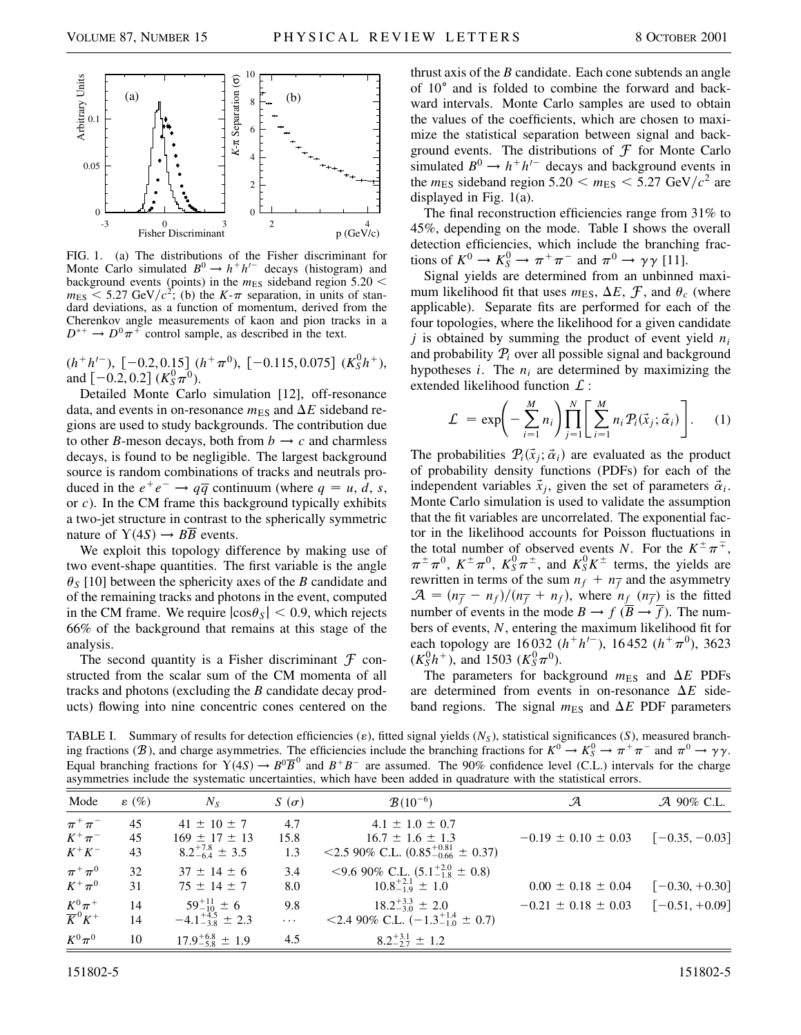FIG. 1. (a) The distributions of the Fisher discriminant for Monte Carlo simulated $B^0 \to h^+h'^-$ decays (histogram) and background events (points) in the $m_{ES}$ sideband region $5.20 < m_{ES} < 5.27$ GeV/$c^2$; (b) the $K$-$\pi$ separation, in units of standard deviations, as a function of momentum, derived from the Cherenkov angle measurements of kaon and pion tracks in a $D^{*+} \to D^0\pi^+$ control sample, as described in the text.

$(h^+h'^-)$, $[-0.2, 0.15]$ $(h^+\pi^0)$, $[-0.115, 0.075]$ $(K_S^0 h^+)$, and $[-0.2, 0.2]$ $(K_S^0\pi^0)$.

Detailed Monte Carlo simulation [12], off-resonance data, and events in on-resonance $m_{ES}$ and $\Delta E$ sideband regions are used to study backgrounds. The contribution due to other $B$-meson decays, both from $b \to c$ and charmless decays, is found to be negligible. The largest background source is random combinations of tracks and neutrals produced in the $e^+e^- \to q\overline{q}$ continuum (where $q = u, d, s$, or $c$). In the CM frame this background typically exhibits a two-jet structure in contrast to the spherically symmetric nature of $\Upsilon(4S) \to B\overline{B}$ events.

We exploit this topology difference by making use of two event-shape quantities. The first variable is the angle $\theta_S$ [10] between the sphericity axes of the $B$ candidate and of the remaining tracks and photons in the event, computed in the CM frame. We require $|\cos\theta_S| < 0.9$, which rejects 66% of the background that remains at this stage of the analysis.

The second quantity is a Fisher discriminant $\mathcal{F}$ constructed from the scalar sum of the CM momenta of all tracks and photons (excluding the $B$ candidate decay products) flowing into nine concentric cones centered on the thrust axis of the $B$ candidate. Each cone subtends an angle of 10° and is folded to combine the forward and backward intervals. Monte Carlo samples are used to obtain the values of the coefficients, which are chosen to maximize the statistical separation between signal and background events. The distributions of $\mathcal{F}$ for Monte Carlo simulated $B^0 \to h^+h'^-$ decays and background events in the $m_{ES}$ sideband region $5.20 < m_{ES} < 5.27$ GeV/$c^2$ are displayed in Fig. 1(a).

The final reconstruction efficiencies range from 31% to 45%, depending on the mode. Table I shows the overall detection efficiencies, which include the branching fractions of $K^0 \to K_S^0 \to \pi^+\pi^-$ and $\pi^0 \to \gamma\gamma$ [11].

Signal yields are determined from an unbinned maximum likelihood fit that uses $m_{ES}$, $\Delta E$, $\mathcal{F}$, and $\theta_c$ (where applicable). Separate fits are performed for each of the four topologies, where the likelihood for a given candidate $j$ is obtained by summing the product of event yield $n_i$ and probability $\mathcal{P}_i$ over all possible signal and background hypotheses $i$. The $n_i$ are determined by maximizing the extended likelihood function $\mathcal{L}$:

$$\mathcal{L} = \exp\left(-\sum_{i=1}^{M} n_i\right) \prod_{j=1}^{N} \left[\sum_{i=1}^{M} n_i \mathcal{P}_i(\vec{x}_j; \vec{\alpha}_i)\right]. \quad (1)$$

The probabilities $\mathcal{P}_i(\vec{x}_j; \vec{\alpha}_i)$ are evaluated as the product of probability density functions (PDFs) for each of the independent variables $\vec{x}_j$, given the set of parameters $\vec{\alpha}_i$. Monte Carlo simulation is used to validate the assumption that the fit variables are uncorrelated. The exponential factor in the likelihood accounts for Poisson fluctuations in the total number of observed events $N$. For the $K^\pm\pi^\mp$, $\pi^\pm\pi^0$, $K^\pm\pi^0$, $K_S^0\pi^\pm$, and $K_S^0 K^\pm$ terms, the yields are rewritten in terms of the sum $n_f + n_{\overline{f}}$ and the asymmetry $\mathcal{A} = (n_{\overline{f}} - n_f)/(n_{\overline{f}} + n_f)$, where $n_f$ $(n_{\overline{f}})$ is the fitted number of events in the mode $B \to f$ $(\overline{B} \to \overline{f})$. The numbers of events, $N$, entering the maximum likelihood fit for each topology are 16 032 $(h^+h'^-)$, 16 452 $(h^+\pi^0)$, 3623 $(K_S^0 h^+)$, and 1503 $(K_S^0\pi^0)$.

The parameters for background $m_{ES}$ and $\Delta E$ PDFs are determined from events in on-resonance $\Delta E$ sideband regions. The signal $m_{ES}$ and $\Delta E$ PDF parameters

TABLE I. Summary of results for detection efficiencies ($\varepsilon$), fitted signal yields ($N_S$), statistical significances ($S$), measured branching fractions ($\mathcal{B}$), and charge asymmetries. The efficiencies include the branching fractions for $K^0 \to K_S^0 \to \pi^+\pi^-$ and $\pi^0 \to \gamma\gamma$. Equal branching fractions for $\Upsilon(4S) \to B^0\overline{B}^0$ and $B^+B^-$ are assumed. The 90% confidence level (C.L.) intervals for the charge asymmetries include the systematic uncertainties, which have been added in quadrature with the statistical errors.

| Mode | $\varepsilon$ (%) | $N_S$ | $S$ ($\sigma$) | $\mathcal{B}(10^{-6})$ | $\mathcal{A}$ | $\mathcal{A}$ 90% C.L. |
|---|---|---|---|---|---|---|
| $\pi^+\pi^-$ | 45 | $41 \pm 10 \pm 7$ | 4.7 | $4.1 \pm 1.0 \pm 0.7$ | | |
| $K^+\pi^-$ | 45 | $169 \pm 17 \pm 13$ | 15.8 | $16.7 \pm 1.6 \pm 1.3$ | $-0.19 \pm 0.10 \pm 0.03$ | $[-0.35, -0.03]$ |
| $K^+K^-$ | 43 | $8.2^{+7.8}_{-6.4} \pm 3.5$ | 1.3 | $<2.5$ 90% C.L. $(0.85^{+0.81}_{-0.66} \pm 0.37)$ | | |
| $\pi^+\pi^0$ | 32 | $37 \pm 14 \pm 6$ | 3.4 | $<9.6$ 90% C.L. $(5.1^{+2.0}_{-1.8} \pm 0.8)$ | | |
| $K^+\pi^0$ | 31 | $75 \pm 14 \pm 7$ | 8.0 | $10.8^{+2.1}_{-1.9} \pm 1.0$ | $0.00 \pm 0.18 \pm 0.04$ | $[-0.30, +0.30]$ |
| $K^0\pi^+$ | 14 | $59^{+11}_{-10} \pm 6$ | 9.8 | $18.2^{+3.3}_{-3.0} \pm 2.0$ | $-0.21 \pm 0.18 \pm 0.03$ | $[-0.51, +0.09]$ |
| $\overline{K}^0K^+$ | 14 | $-4.1^{+4.5}_{-3.8} \pm 2.3$ | $\cdots$ | $<2.4$ 90% C.L. $(-1.3^{+1.4}_{-1.0} \pm 0.7)$ | | |
| $K^0\pi^0$ | 10 | $17.9^{+6.8}_{-5.8} \pm 1.9$ | 4.5 | $8.2^{+3.1}_{-2.7} \pm 1.2$ | | |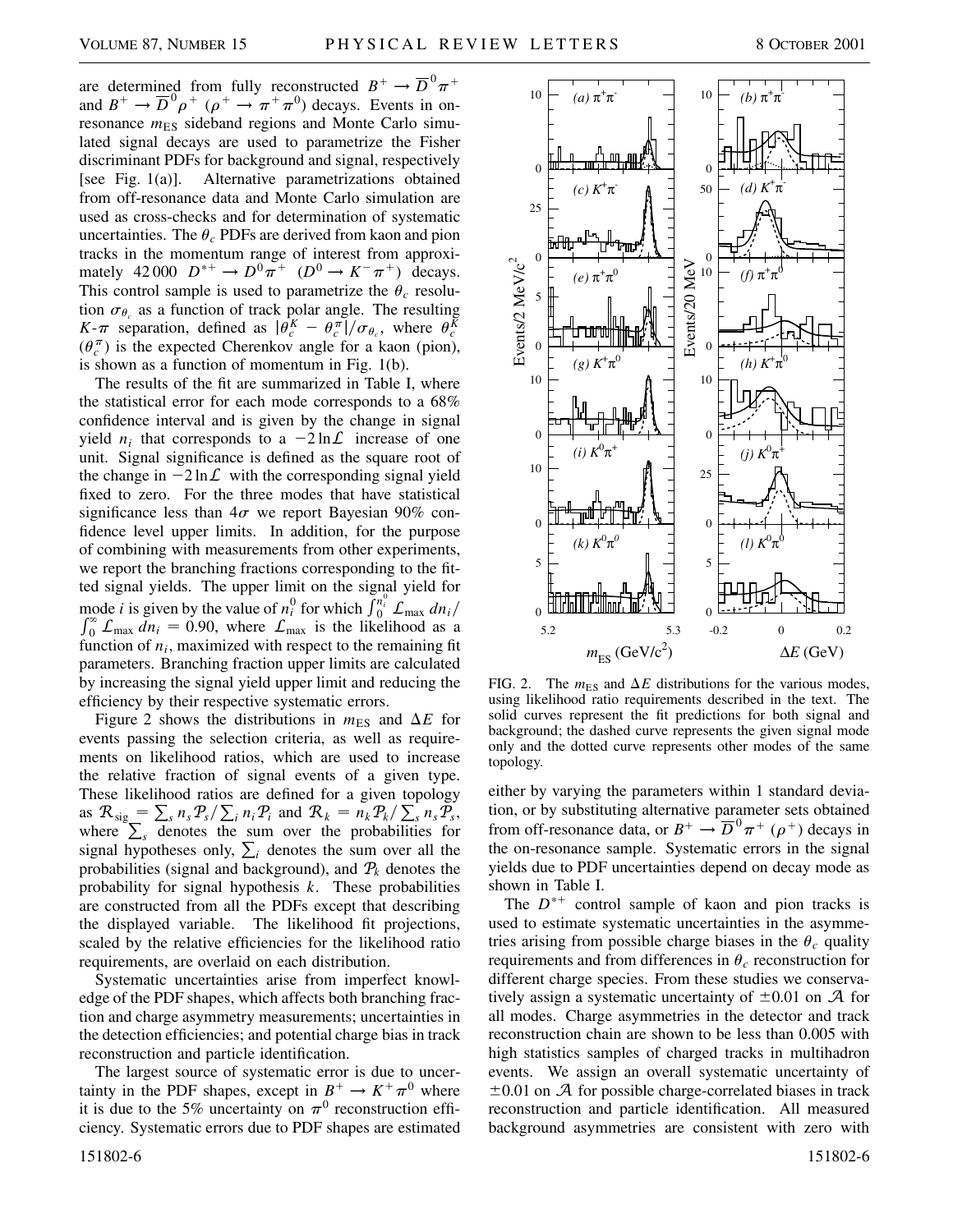are determined from fully reconstructed $B^+ \to \overline{D}^0 \pi^+$ and $B^+ \to \overline{D}^0 \rho^+$ ($\rho^+ \to \pi^+ \pi^0$) decays. Events in on-resonance $m_{\rm ES}$ sideband regions and Monte Carlo simulated signal decays are used to parametrize the Fisher discriminant PDFs for background and signal, respectively [see Fig. 1(a)]. Alternative parametrizations obtained from off-resonance data and Monte Carlo simulation are used as cross-checks and for determination of systematic uncertainties. The $\theta_c$ PDFs are derived from kaon and pion tracks in the momentum range of interest from approximately 42 000 $D^{*+} \to D^0 \pi^+$ ($D^0 \to K^- \pi^+$) decays. This control sample is used to parametrize the $\theta_c$ resolution $\sigma_{\theta_c}$ as a function of track polar angle. The resulting $K$-$\pi$ separation, defined as $|\theta_c^K - \theta_c^\pi|/\sigma_{\theta_c}$, where $\theta_c^K$ ($\theta_c^\pi$) is the expected Cherenkov angle for a kaon (pion), is shown as a function of momentum in Fig. 1(b).

The results of the fit are summarized in Table I, where the statistical error for each mode corresponds to a 68% confidence interval and is given by the change in signal yield $n_i$ that corresponds to a $-2\ln\mathcal{L}$ increase of one unit. Signal significance is defined as the square root of the change in $-2\ln\mathcal{L}$ with the corresponding signal yield fixed to zero. For the three modes that have statistical significance less than $4\sigma$ we report Bayesian 90% confidence level upper limits. In addition, for the purpose of combining with measurements from other experiments, we report the branching fractions corresponding to the fitted signal yields. The upper limit on the signal yield for mode $i$ is given by the value of $n_i^0$ for which $\int_0^{n_i^0} \mathcal{L}_{\rm max}\, dn_i / \int_0^\infty \mathcal{L}_{\rm max}\, dn_i = 0.90$, where $\mathcal{L}_{\rm max}$ is the likelihood as a function of $n_i$, maximized with respect to the remaining fit parameters. Branching fraction upper limits are calculated by increasing the signal yield upper limit and reducing the efficiency by their respective systematic errors.

Figure 2 shows the distributions in $m_{\rm ES}$ and $\Delta E$ for events passing the selection criteria, as well as requirements on likelihood ratios, which are used to increase the relative fraction of signal events of a given type. These likelihood ratios are defined for a given topology as $\mathcal{R}_{\rm sig} = \sum_s n_s \mathcal{P}_s / \sum_i n_i \mathcal{P}_i$ and $\mathcal{R}_k = n_k \mathcal{P}_k / \sum_s n_s \mathcal{P}_s$, where $\sum_s$ denotes the sum over the probabilities for signal hypotheses only, $\sum_i$ denotes the sum over all the probabilities (signal and background), and $\mathcal{P}_k$ denotes the probability for signal hypothesis $k$. These probabilities are constructed from all the PDFs except that describing the displayed variable. The likelihood fit projections, scaled by the relative efficiencies for the likelihood ratio requirements, are overlaid on each distribution.

Systematic uncertainties arise from imperfect knowledge of the PDF shapes, which affects both branching fraction and charge asymmetry measurements; uncertainties in the detection efficiencies; and potential charge bias in track reconstruction and particle identification.

The largest source of systematic error is due to uncertainty in the PDF shapes, except in $B^+ \to K^+ \pi^0$ where it is due to the 5% uncertainty on $\pi^0$ reconstruction efficiency. Systematic errors due to PDF shapes are estimated either by varying the parameters within 1 standard deviation, or by substituting alternative parameter sets obtained from off-resonance data, or $B^+ \to \overline{D}^0 \pi^+$ ($\rho^+$) decays in the on-resonance sample. Systematic errors in the signal yields due to PDF uncertainties depend on decay mode as shown in Table I.

The $D^{*+}$ control sample of kaon and pion tracks is used to estimate systematic uncertainties in the asymmetries arising from possible charge biases in the $\theta_c$ quality requirements and from differences in $\theta_c$ reconstruction for different charge species. From these studies we conservatively assign a systematic uncertainty of $\pm 0.01$ on $\mathcal{A}$ for all modes. Charge asymmetries in the detector and track reconstruction chain are shown to be less than 0.005 with high statistics samples of charged tracks in multihadron events. We assign an overall systematic uncertainty of $\pm 0.01$ on $\mathcal{A}$ for possible charge-correlated biases in track reconstruction and particle identification. All measured background asymmetries are consistent with zero with

FIG. 2. The $m_{\rm ES}$ and $\Delta E$ distributions for the various modes, using likelihood ratio requirements described in the text. The solid curves represent the fit predictions for both signal and background; the dashed curve represents the given signal mode only and the dotted curve represents other modes of the same topology.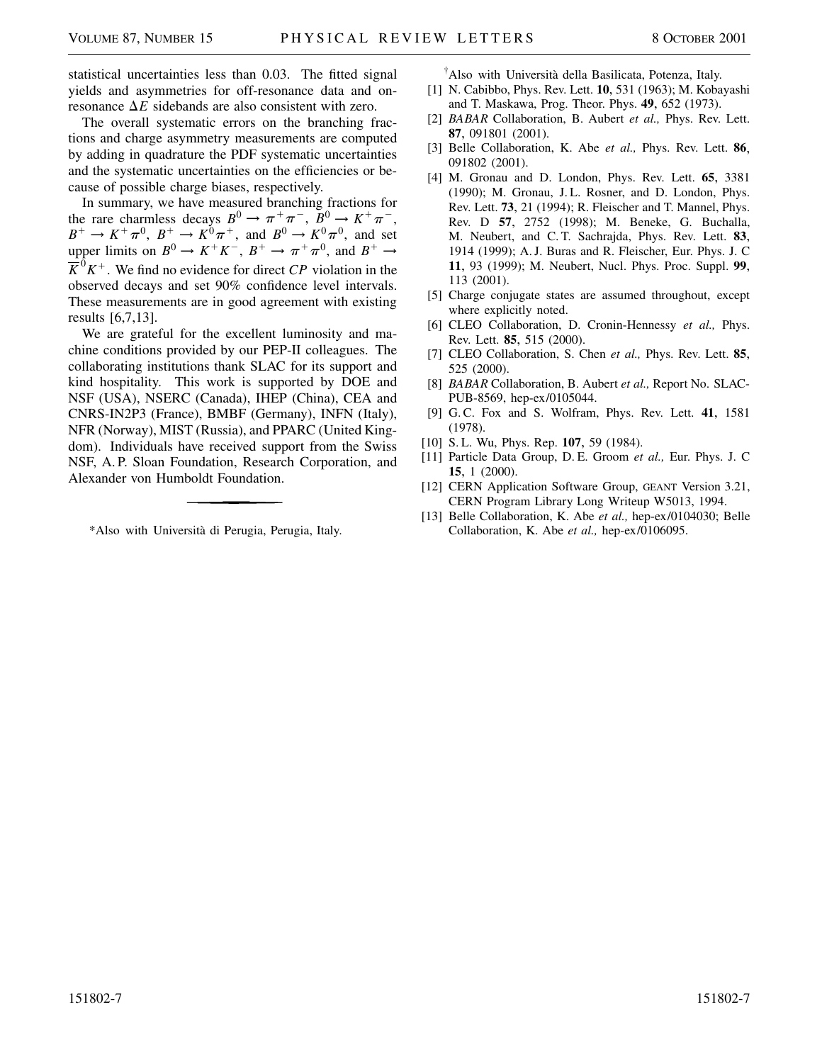statistical uncertainties less than 0.03. The fitted signal yields and asymmetries for off-resonance data and on-resonance $\Delta E$ sidebands are also consistent with zero.

The overall systematic errors on the branching fractions and charge asymmetry measurements are computed by adding in quadrature the PDF systematic uncertainties and the systematic uncertainties on the efficiencies or because of possible charge biases, respectively.

In summary, we have measured branching fractions for the rare charmless decays $B^0 \to \pi^+\pi^-$, $B^0 \to K^+\pi^-$, $B^+ \to K^+\pi^0$, $B^+ \to K^0\pi^+$, and $B^0 \to K^0\pi^0$, and set upper limits on $B^0 \to K^+K^-$, $B^+ \to \pi^+\pi^0$, and $B^+ \to \overline{K}^0 K^+$. We find no evidence for direct *CP* violation in the observed decays and set 90% confidence level intervals. These measurements are in good agreement with existing results [6,7,13].

We are grateful for the excellent luminosity and machine conditions provided by our PEP-II colleagues. The collaborating institutions thank SLAC for its support and kind hospitality. This work is supported by DOE and NSF (USA), NSERC (Canada), IHEP (China), CEA and CNRS-IN2P3 (France), BMBF (Germany), INFN (Italy), NFR (Norway), MIST (Russia), and PPARC (United Kingdom). Individuals have received support from the Swiss NSF, A. P. Sloan Foundation, Research Corporation, and Alexander von Humboldt Foundation.

---

*Also with Università di Perugia, Perugia, Italy.

†Also with Università della Basilicata, Potenza, Italy.

[1] N. Cabibbo, Phys. Rev. Lett. **10**, 531 (1963); M. Kobayashi and T. Maskawa, Prog. Theor. Phys. **49**, 652 (1973).

[2] *BABAR* Collaboration, B. Aubert *et al.,* Phys. Rev. Lett. **87**, 091801 (2001).

[3] Belle Collaboration, K. Abe *et al.,* Phys. Rev. Lett. **86**, 091802 (2001).

[4] M. Gronau and D. London, Phys. Rev. Lett. **65**, 3381 (1990); M. Gronau, J. L. Rosner, and D. London, Phys. Rev. Lett. **73**, 21 (1994); R. Fleischer and T. Mannel, Phys. Rev. D **57**, 2752 (1998); M. Beneke, G. Buchalla, M. Neubert, and C. T. Sachrajda, Phys. Rev. Lett. **83**, 1914 (1999); A. J. Buras and R. Fleischer, Eur. Phys. J. C **11**, 93 (1999); M. Neubert, Nucl. Phys. Proc. Suppl. **99**, 113 (2001).

[5] Charge conjugate states are assumed throughout, except where explicitly noted.

[6] CLEO Collaboration, D. Cronin-Hennessy *et al.,* Phys. Rev. Lett. **85**, 515 (2000).

[7] CLEO Collaboration, S. Chen *et al.,* Phys. Rev. Lett. **85**, 525 (2000).

[8] *BABAR* Collaboration, B. Aubert *et al.,* Report No. SLAC-PUB-8569, hep-ex/0105044.

[9] G. C. Fox and S. Wolfram, Phys. Rev. Lett. **41**, 1581 (1978).

[10] S. L. Wu, Phys. Rep. **107**, 59 (1984).

[11] Particle Data Group, D. E. Groom *et al.,* Eur. Phys. J. C **15**, 1 (2000).

[12] CERN Application Software Group, GEANT Version 3.21, CERN Program Library Long Writeup W5013, 1994.

[13] Belle Collaboration, K. Abe *et al.,* hep-ex/0104030; Belle Collaboration, K. Abe *et al.,* hep-ex/0106095.